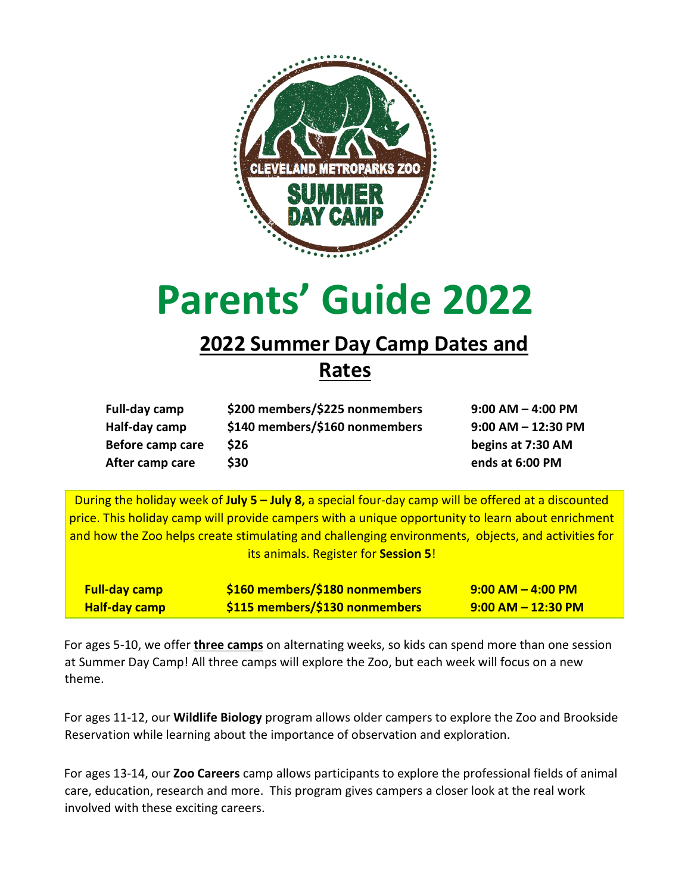# Parents' Guide 2022

## 2022 Summer Day Camp Dates and Rates

| | | |
|---|---|---|
| **Full-day camp** | **$200 members/$225 nonmembers** | **9:00 AM – 4:00 PM** |
| **Half-day camp** | **$140 members/$160 nonmembers** | **9:00 AM – 12:30 PM** |
| **Before camp care** | **$26** | **begins at 7:30 AM** |
| **After camp care** | **$30** | **ends at 6:00 PM** |

During the holiday week of **July 5 – July 8,** a special four-day camp will be offered at a discounted price. This holiday camp will provide campers with a unique opportunity to learn about enrichment and how the Zoo helps create stimulating and challenging environments, objects, and activities for its animals. Register for **Session 5**!

| | | |
|---|---|---|
| **Full-day camp** | **$160 members/$180 nonmembers** | **9:00 AM – 4:00 PM** |
| **Half-day camp** | **$115 members/$130 nonmembers** | **9:00 AM – 12:30 PM** |

For ages 5-10, we offer **three camps** on alternating weeks, so kids can spend more than one session at Summer Day Camp! All three camps will explore the Zoo, but each week will focus on a new theme.

For ages 11-12, our **Wildlife Biology** program allows older campers to explore the Zoo and Brookside Reservation while learning about the importance of observation and exploration.

For ages 13-14, our **Zoo Careers** camp allows participants to explore the professional fields of animal care, education, research and more. This program gives campers a closer look at the real work involved with these exciting careers.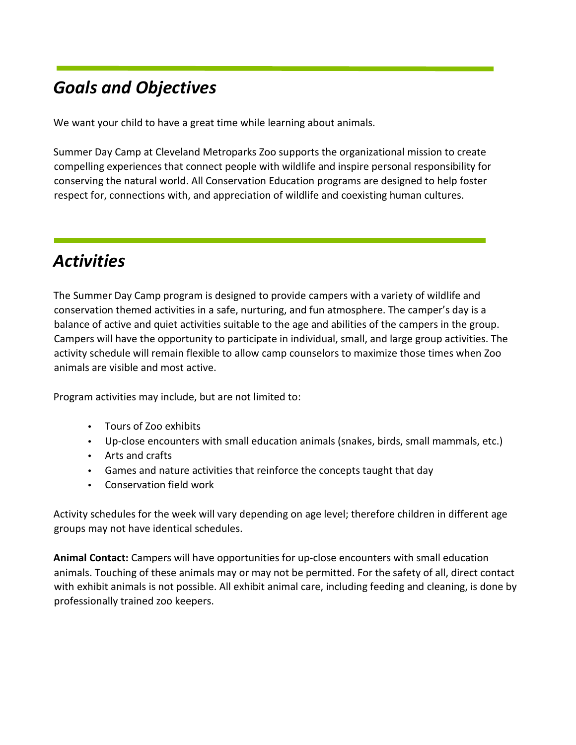## *Goals and Objectives*

We want your child to have a great time while learning about animals.

Summer Day Camp at Cleveland Metroparks Zoo supports the organizational mission to create compelling experiences that connect people with wildlife and inspire personal responsibility for conserving the natural world. All Conservation Education programs are designed to help foster respect for, connections with, and appreciation of wildlife and coexisting human cultures.

## *Activities*

The Summer Day Camp program is designed to provide campers with a variety of wildlife and conservation themed activities in a safe, nurturing, and fun atmosphere. The camper's day is a balance of active and quiet activities suitable to the age and abilities of the campers in the group. Campers will have the opportunity to participate in individual, small, and large group activities. The activity schedule will remain flexible to allow camp counselors to maximize those times when Zoo animals are visible and most active.

Program activities may include, but are not limited to:

- Tours of Zoo exhibits
- Up-close encounters with small education animals (snakes, birds, small mammals, etc.)
- Arts and crafts
- Games and nature activities that reinforce the concepts taught that day
- Conservation field work

Activity schedules for the week will vary depending on age level; therefore children in different age groups may not have identical schedules.

**Animal Contact:** Campers will have opportunities for up-close encounters with small education animals. Touching of these animals may or may not be permitted. For the safety of all, direct contact with exhibit animals is not possible. All exhibit animal care, including feeding and cleaning, is done by professionally trained zoo keepers.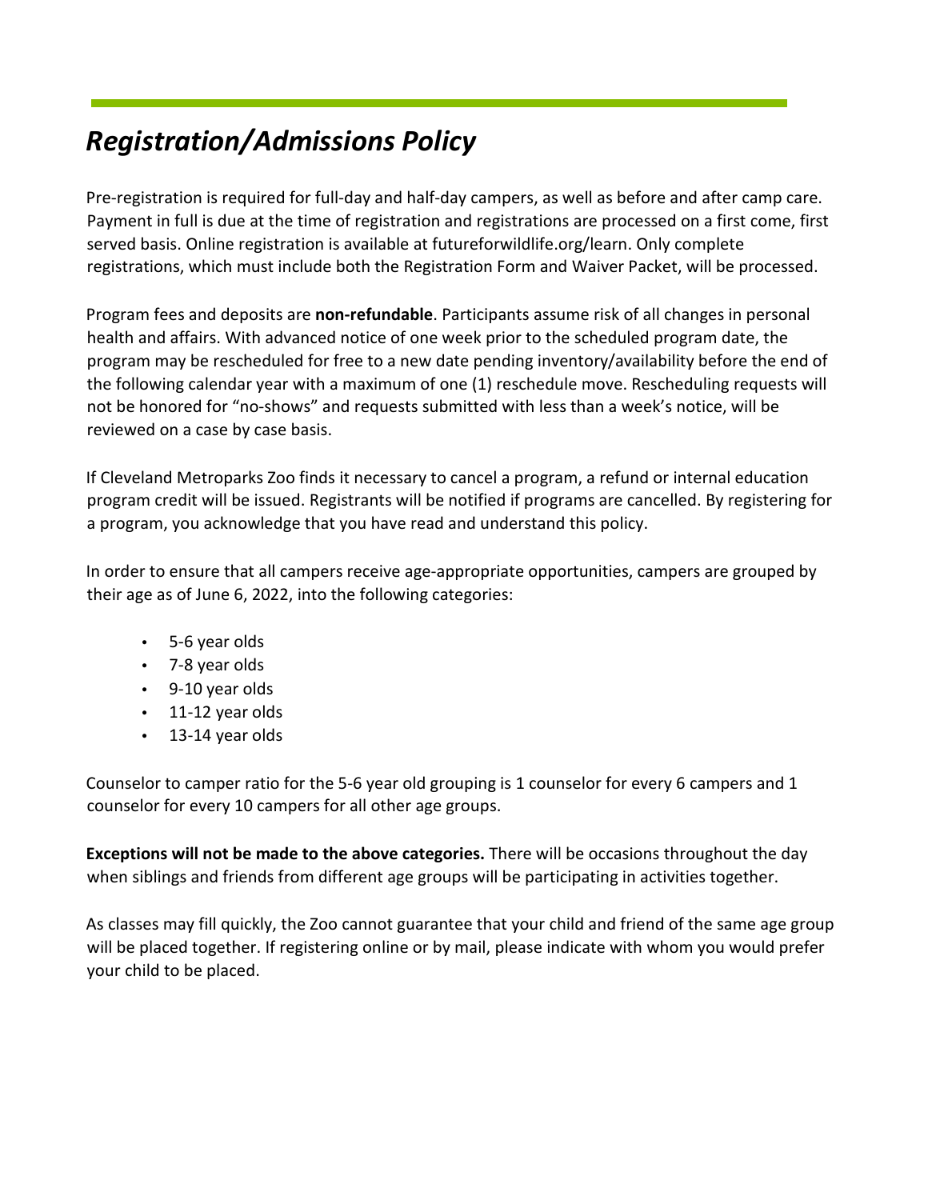# *Registration/Admissions Policy*

Pre-registration is required for full-day and half-day campers, as well as before and after camp care. Payment in full is due at the time of registration and registrations are processed on a first come, first served basis. Online registration is available at futureforwildlife.org/learn. Only complete registrations, which must include both the Registration Form and Waiver Packet, will be processed.

Program fees and deposits are **non-refundable**. Participants assume risk of all changes in personal health and affairs. With advanced notice of one week prior to the scheduled program date, the program may be rescheduled for free to a new date pending inventory/availability before the end of the following calendar year with a maximum of one (1) reschedule move. Rescheduling requests will not be honored for "no-shows" and requests submitted with less than a week's notice, will be reviewed on a case by case basis.

If Cleveland Metroparks Zoo finds it necessary to cancel a program, a refund or internal education program credit will be issued. Registrants will be notified if programs are cancelled. By registering for a program, you acknowledge that you have read and understand this policy.

In order to ensure that all campers receive age-appropriate opportunities, campers are grouped by their age as of June 6, 2022, into the following categories:

- 5-6 year olds
- 7-8 year olds
- 9-10 year olds
- 11-12 year olds
- 13-14 year olds

Counselor to camper ratio for the 5-6 year old grouping is 1 counselor for every 6 campers and 1 counselor for every 10 campers for all other age groups.

**Exceptions will not be made to the above categories.** There will be occasions throughout the day when siblings and friends from different age groups will be participating in activities together.

As classes may fill quickly, the Zoo cannot guarantee that your child and friend of the same age group will be placed together. If registering online or by mail, please indicate with whom you would prefer your child to be placed.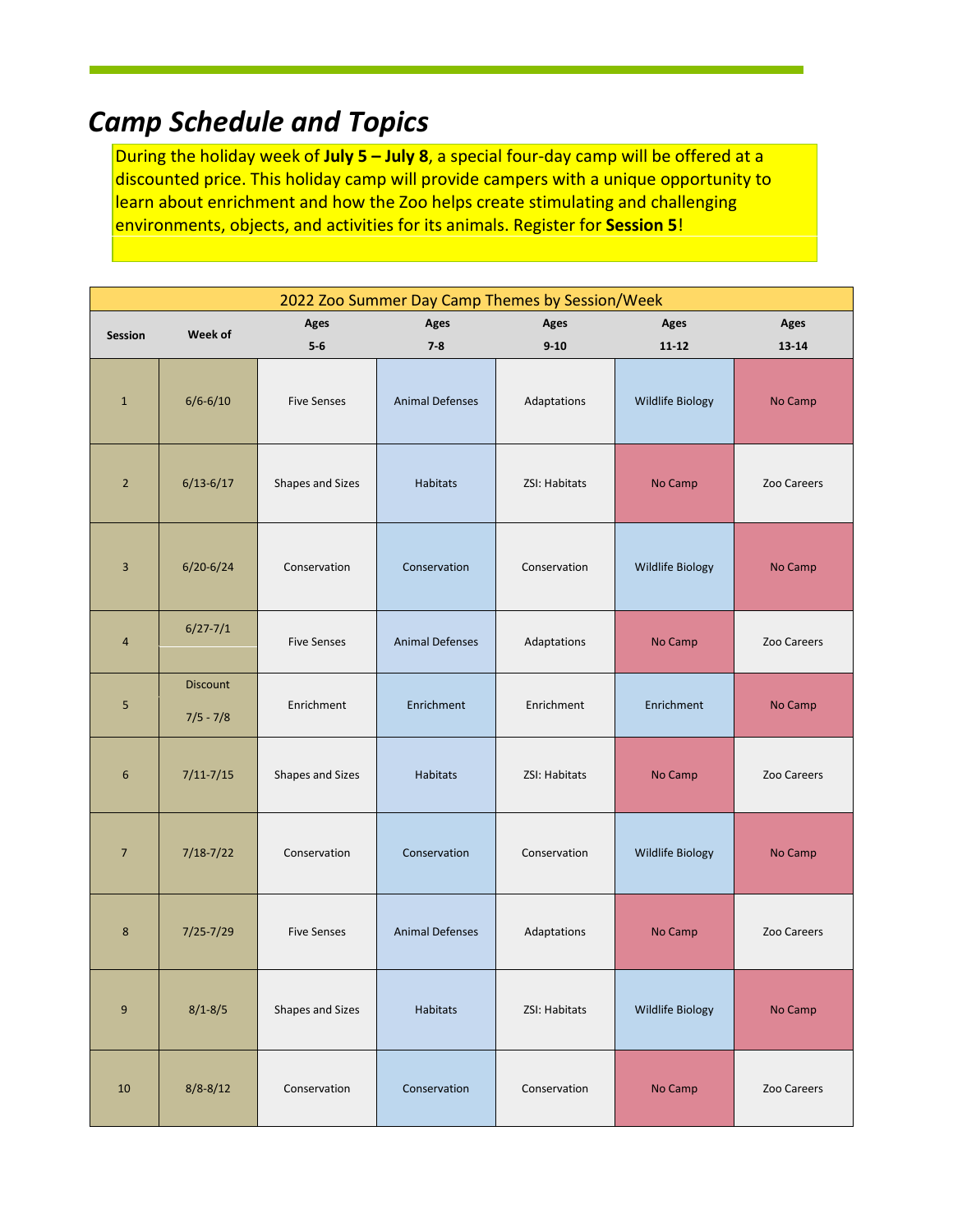## *Camp Schedule and Topics*

During the holiday week of **July 5 – July 8**, a special four-day camp will be offered at a discounted price. This holiday camp will provide campers with a unique opportunity to learn about enrichment and how the Zoo helps create stimulating and challenging environments, objects, and activities for its animals. Register for **Session 5**!

| 2022 Zoo Summer Day Camp Themes by Session/Week | | | | | | |
|---|---|---|---|---|---|---|
| **Session** | **Week of** | **Ages 5-6** | **Ages 7-8** | **Ages 9-10** | **Ages 11-12** | **Ages 13-14** |
| 1 | 6/6-6/10 | Five Senses | Animal Defenses | Adaptations | Wildlife Biology | No Camp |
| 2 | 6/13-6/17 | Shapes and Sizes | Habitats | ZSI: Habitats | No Camp | Zoo Careers |
| 3 | 6/20-6/24 | Conservation | Conservation | Conservation | Wildlife Biology | No Camp |
| 4 | 6/27-7/1 | Five Senses | Animal Defenses | Adaptations | No Camp | Zoo Careers |
| 5 | Discount 7/5 - 7/8 | Enrichment | Enrichment | Enrichment | Enrichment | No Camp |
| 6 | 7/11-7/15 | Shapes and Sizes | Habitats | ZSI: Habitats | No Camp | Zoo Careers |
| 7 | 7/18-7/22 | Conservation | Conservation | Conservation | Wildlife Biology | No Camp |
| 8 | 7/25-7/29 | Five Senses | Animal Defenses | Adaptations | No Camp | Zoo Careers |
| 9 | 8/1-8/5 | Shapes and Sizes | Habitats | ZSI: Habitats | Wildlife Biology | No Camp |
| 10 | 8/8-8/12 | Conservation | Conservation | Conservation | No Camp | Zoo Careers |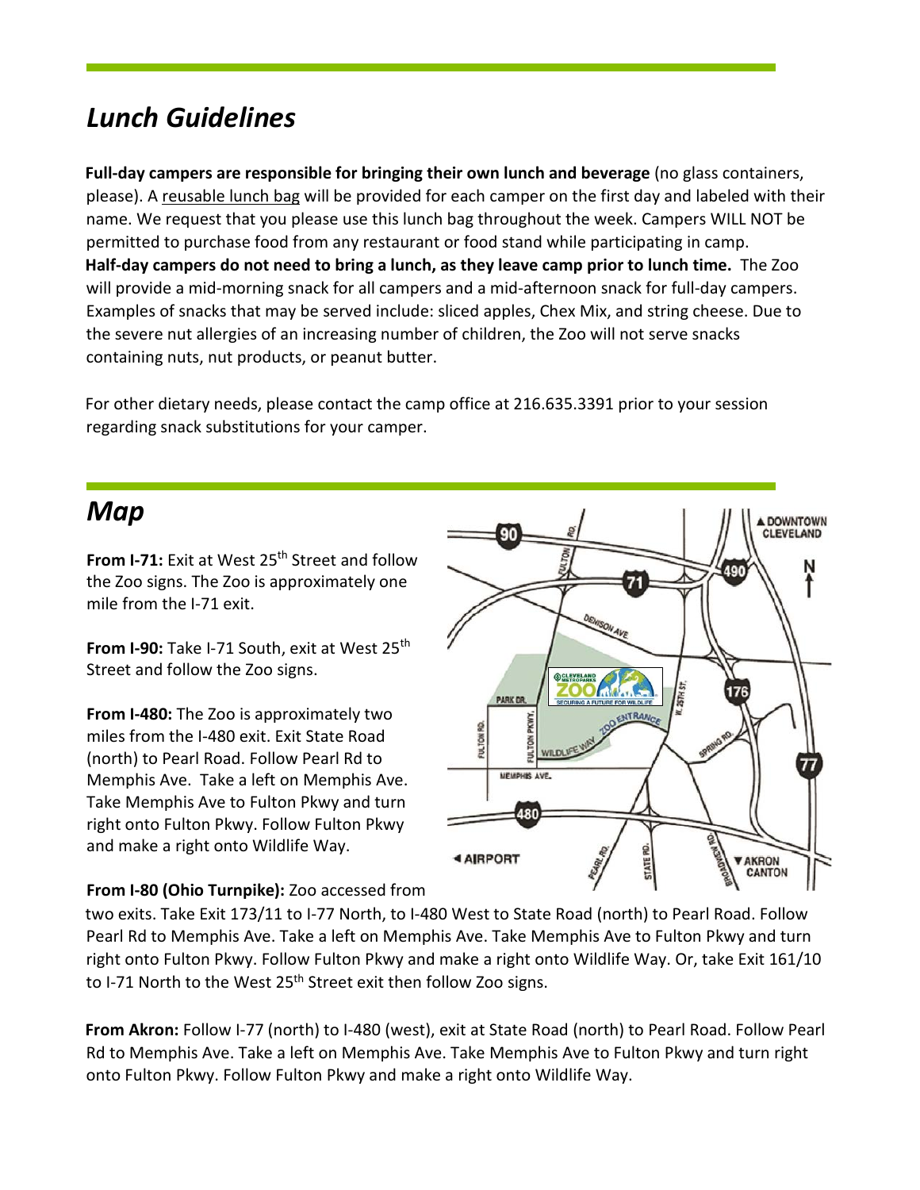## *Lunch Guidelines*

**Full-day campers are responsible for bringing their own lunch and beverage** (no glass containers, please). A reusable lunch bag will be provided for each camper on the first day and labeled with their name. We request that you please use this lunch bag throughout the week. Campers WILL NOT be permitted to purchase food from any restaurant or food stand while participating in camp. **Half-day campers do not need to bring a lunch, as they leave camp prior to lunch time.** The Zoo will provide a mid-morning snack for all campers and a mid-afternoon snack for full-day campers. Examples of snacks that may be served include: sliced apples, Chex Mix, and string cheese. Due to the severe nut allergies of an increasing number of children, the Zoo will not serve snacks containing nuts, nut products, or peanut butter.

For other dietary needs, please contact the camp office at 216.635.3391 prior to your session regarding snack substitutions for your camper.

## *Map*

**From I-71:** Exit at West 25th Street and follow the Zoo signs. The Zoo is approximately one mile from the I-71 exit.

**From I-90:** Take I-71 South, exit at West 25th Street and follow the Zoo signs.

**From I-480:** The Zoo is approximately two miles from the I-480 exit. Exit State Road (north) to Pearl Road. Follow Pearl Rd to Memphis Ave. Take a left on Memphis Ave. Take Memphis Ave to Fulton Pkwy and turn right onto Fulton Pkwy. Follow Fulton Pkwy and make a right onto Wildlife Way.

**From I-80 (Ohio Turnpike):** Zoo accessed from two exits. Take Exit 173/11 to I-77 North, to I-480 West to State Road (north) to Pearl Road. Follow Pearl Rd to Memphis Ave. Take a left on Memphis Ave. Take Memphis Ave to Fulton Pkwy and turn right onto Fulton Pkwy. Follow Fulton Pkwy and make a right onto Wildlife Way. Or, take Exit 161/10 to I-71 North to the West 25th Street exit then follow Zoo signs.

**From Akron:** Follow I-77 (north) to I-480 (west), exit at State Road (north) to Pearl Road. Follow Pearl Rd to Memphis Ave. Take a left on Memphis Ave. Take Memphis Ave to Fulton Pkwy and turn right onto Fulton Pkwy. Follow Fulton Pkwy and make a right onto Wildlife Way.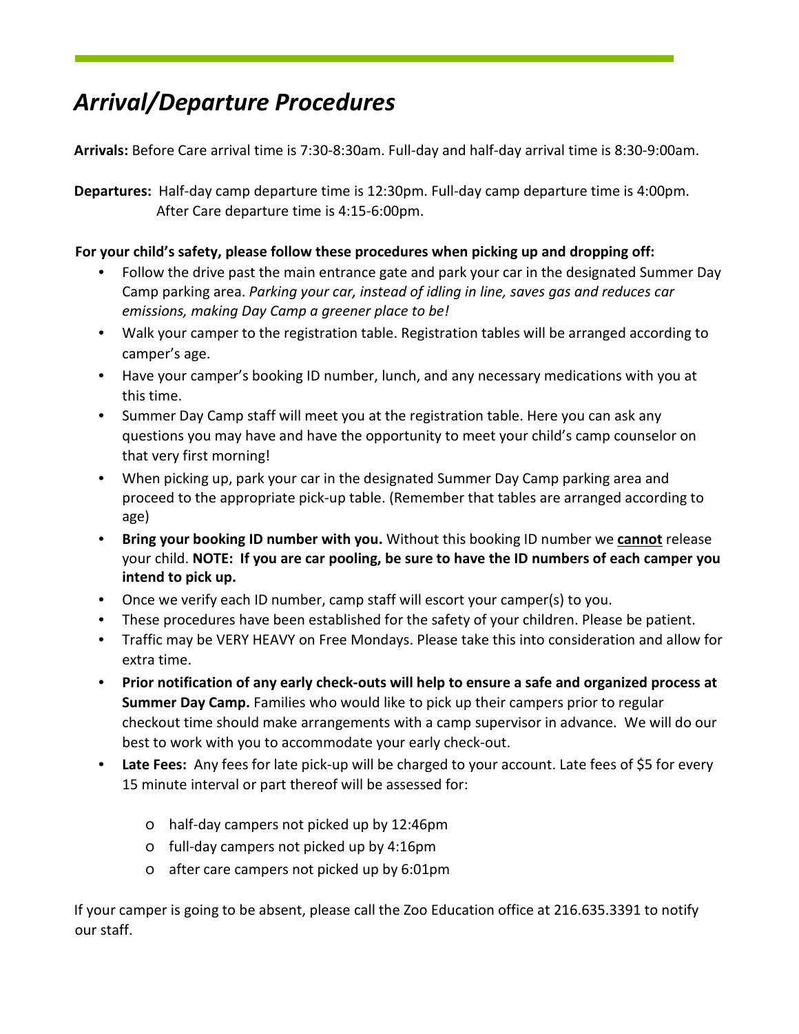# *Arrival/Departure Procedures*

**Arrivals:** Before Care arrival time is 7:30-8:30am. Full-day and half-day arrival time is 8:30-9:00am.

**Departures:** Half-day camp departure time is 12:30pm. Full-day camp departure time is 4:00pm. After Care departure time is 4:15-6:00pm.

**For your child's safety, please follow these procedures when picking up and dropping off:**

- Follow the drive past the main entrance gate and park your car in the designated Summer Day Camp parking area. *Parking your car, instead of idling in line, saves gas and reduces car emissions, making Day Camp a greener place to be!*
- Walk your camper to the registration table. Registration tables will be arranged according to camper's age.
- Have your camper's booking ID number, lunch, and any necessary medications with you at this time.
- Summer Day Camp staff will meet you at the registration table. Here you can ask any questions you may have and have the opportunity to meet your child's camp counselor on that very first morning!
- When picking up, park your car in the designated Summer Day Camp parking area and proceed to the appropriate pick-up table. (Remember that tables are arranged according to age)
- **Bring your booking ID number with you.** Without this booking ID number we <u>**cannot**</u> release your child. **NOTE: If you are car pooling, be sure to have the ID numbers of each camper you intend to pick up.**
- Once we verify each ID number, camp staff will escort your camper(s) to you.
- These procedures have been established for the safety of your children. Please be patient.
- Traffic may be VERY HEAVY on Free Mondays. Please take this into consideration and allow for extra time.
- **Prior notification of any early check-outs will help to ensure a safe and organized process at Summer Day Camp.** Families who would like to pick up their campers prior to regular checkout time should make arrangements with a camp supervisor in advance. We will do our best to work with you to accommodate your early check-out.
- **Late Fees:** Any fees for late pick-up will be charged to your account. Late fees of $5 for every 15 minute interval or part thereof will be assessed for:
  - half-day campers not picked up by 12:46pm
  - full-day campers not picked up by 4:16pm
  - after care campers not picked up by 6:01pm

If your camper is going to be absent, please call the Zoo Education office at 216.635.3391 to notify our staff.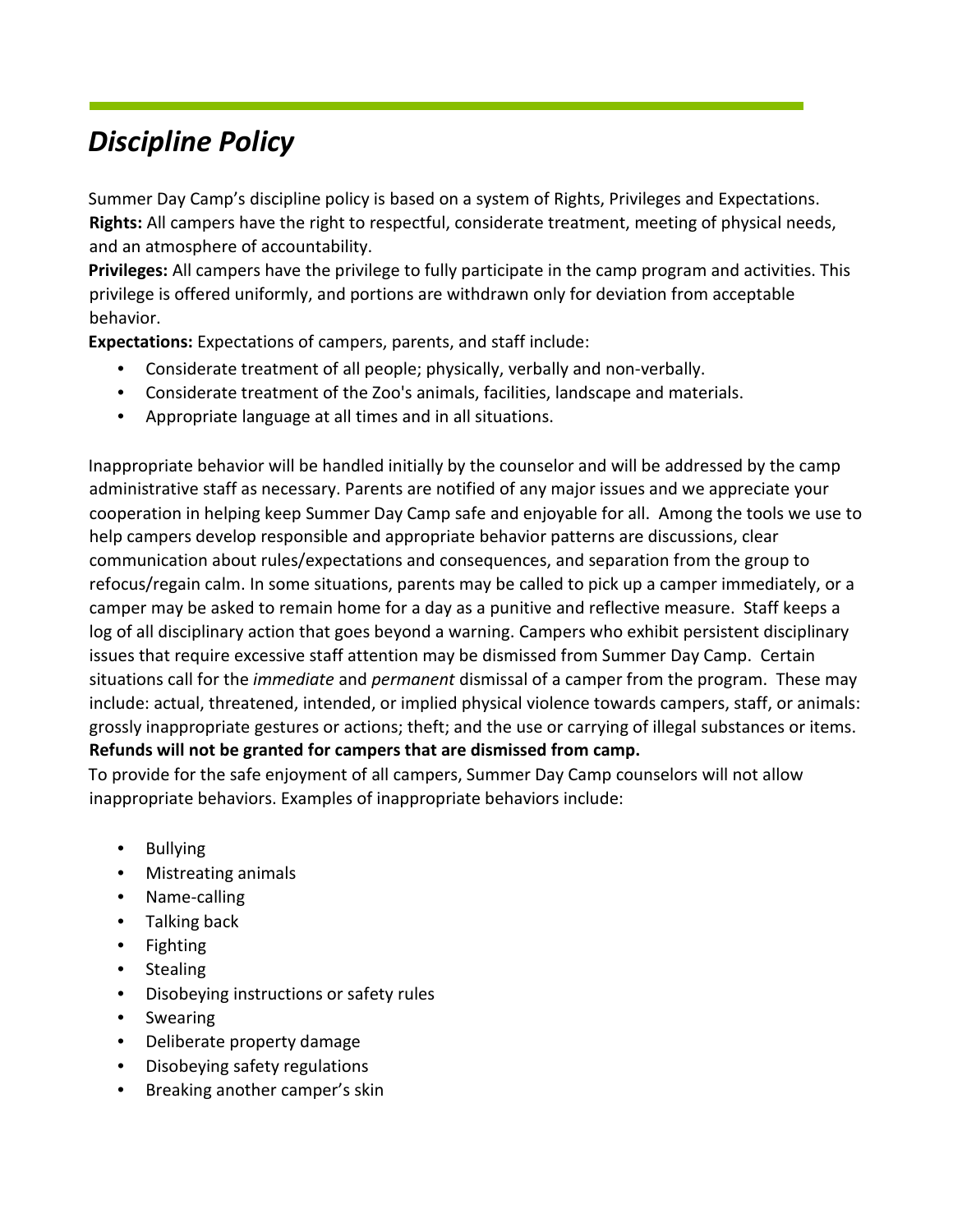# *Discipline Policy*

Summer Day Camp's discipline policy is based on a system of Rights, Privileges and Expectations.

**Rights:** All campers have the right to respectful, considerate treatment, meeting of physical needs, and an atmosphere of accountability.

**Privileges:** All campers have the privilege to fully participate in the camp program and activities. This privilege is offered uniformly, and portions are withdrawn only for deviation from acceptable behavior.

**Expectations:** Expectations of campers, parents, and staff include:

- Considerate treatment of all people; physically, verbally and non-verbally.
- Considerate treatment of the Zoo's animals, facilities, landscape and materials.
- Appropriate language at all times and in all situations.

Inappropriate behavior will be handled initially by the counselor and will be addressed by the camp administrative staff as necessary. Parents are notified of any major issues and we appreciate your cooperation in helping keep Summer Day Camp safe and enjoyable for all. Among the tools we use to help campers develop responsible and appropriate behavior patterns are discussions, clear communication about rules/expectations and consequences, and separation from the group to refocus/regain calm. In some situations, parents may be called to pick up a camper immediately, or a camper may be asked to remain home for a day as a punitive and reflective measure. Staff keeps a log of all disciplinary action that goes beyond a warning. Campers who exhibit persistent disciplinary issues that require excessive staff attention may be dismissed from Summer Day Camp. Certain situations call for the *immediate* and *permanent* dismissal of a camper from the program. These may include: actual, threatened, intended, or implied physical violence towards campers, staff, or animals: grossly inappropriate gestures or actions; theft; and the use or carrying of illegal substances or items. **Refunds will not be granted for campers that are dismissed from camp.**

To provide for the safe enjoyment of all campers, Summer Day Camp counselors will not allow inappropriate behaviors. Examples of inappropriate behaviors include:

- Bullying
- Mistreating animals
- Name-calling
- Talking back
- Fighting
- Stealing
- Disobeying instructions or safety rules
- Swearing
- Deliberate property damage
- Disobeying safety regulations
- Breaking another camper's skin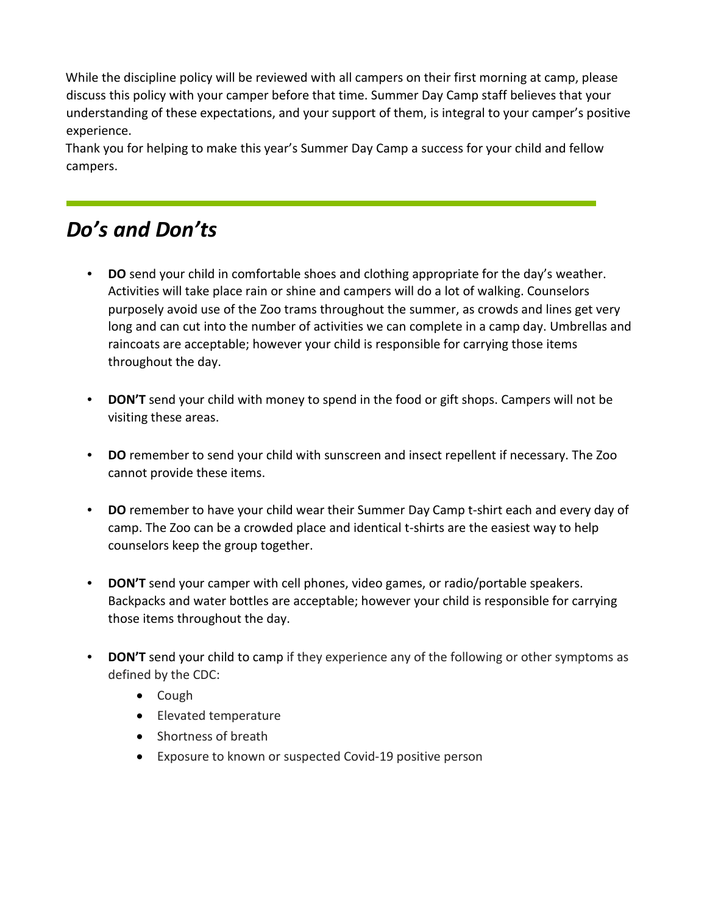While the discipline policy will be reviewed with all campers on their first morning at camp, please discuss this policy with your camper before that time. Summer Day Camp staff believes that your understanding of these expectations, and your support of them, is integral to your camper's positive experience.

Thank you for helping to make this year's Summer Day Camp a success for your child and fellow campers.

---

## *Do's and Don'ts*

- **DO** send your child in comfortable shoes and clothing appropriate for the day's weather. Activities will take place rain or shine and campers will do a lot of walking. Counselors purposely avoid use of the Zoo trams throughout the summer, as crowds and lines get very long and can cut into the number of activities we can complete in a camp day. Umbrellas and raincoats are acceptable; however your child is responsible for carrying those items throughout the day.

- **DON'T** send your child with money to spend in the food or gift shops. Campers will not be visiting these areas.

- **DO** remember to send your child with sunscreen and insect repellent if necessary. The Zoo cannot provide these items.

- **DO** remember to have your child wear their Summer Day Camp t-shirt each and every day of camp. The Zoo can be a crowded place and identical t-shirts are the easiest way to help counselors keep the group together.

- **DON'T** send your camper with cell phones, video games, or radio/portable speakers. Backpacks and water bottles are acceptable; however your child is responsible for carrying those items throughout the day.

- **DON'T** send your child to camp if they experience any of the following or other symptoms as defined by the CDC:
  - Cough
  - Elevated temperature
  - Shortness of breath
  - Exposure to known or suspected Covid-19 positive person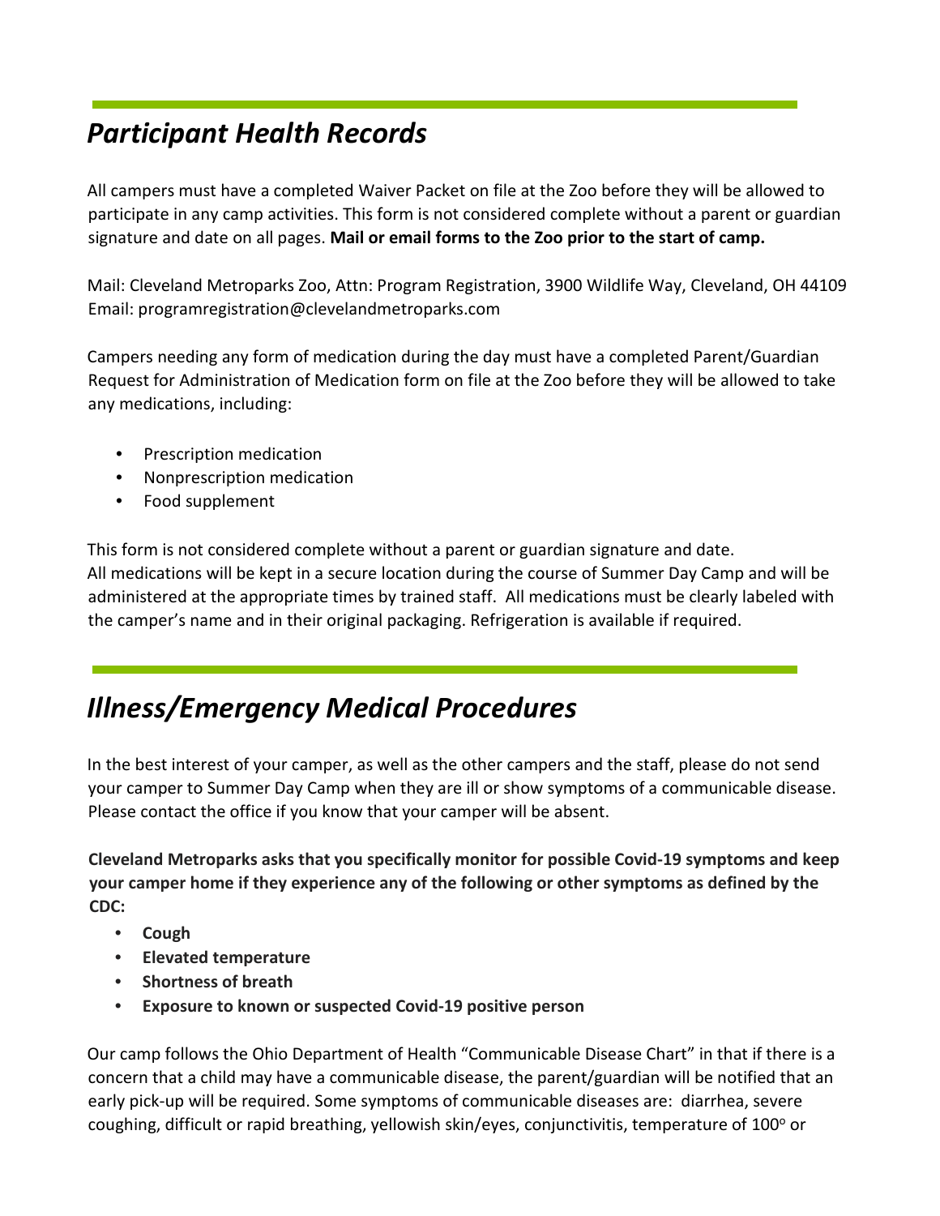## *Participant Health Records*

All campers must have a completed Waiver Packet on file at the Zoo before they will be allowed to participate in any camp activities. This form is not considered complete without a parent or guardian signature and date on all pages. **Mail or email forms to the Zoo prior to the start of camp.**

Mail: Cleveland Metroparks Zoo, Attn: Program Registration, 3900 Wildlife Way, Cleveland, OH 44109
Email: programregistration@clevelandmetroparks.com

Campers needing any form of medication during the day must have a completed Parent/Guardian Request for Administration of Medication form on file at the Zoo before they will be allowed to take any medications, including:

- Prescription medication
- Nonprescription medication
- Food supplement

This form is not considered complete without a parent or guardian signature and date.
All medications will be kept in a secure location during the course of Summer Day Camp and will be administered at the appropriate times by trained staff. All medications must be clearly labeled with the camper's name and in their original packaging. Refrigeration is available if required.

## *Illness/Emergency Medical Procedures*

In the best interest of your camper, as well as the other campers and the staff, please do not send your camper to Summer Day Camp when they are ill or show symptoms of a communicable disease. Please contact the office if you know that your camper will be absent.

**Cleveland Metroparks asks that you specifically monitor for possible Covid-19 symptoms and keep your camper home if they experience any of the following or other symptoms as defined by the CDC:**

- **Cough**
- **Elevated temperature**
- **Shortness of breath**
- **Exposure to known or suspected Covid-19 positive person**

Our camp follows the Ohio Department of Health "Communicable Disease Chart" in that if there is a concern that a child may have a communicable disease, the parent/guardian will be notified that an early pick-up will be required. Some symptoms of communicable diseases are: diarrhea, severe coughing, difficult or rapid breathing, yellowish skin/eyes, conjunctivitis, temperature of 100$^{o}$ or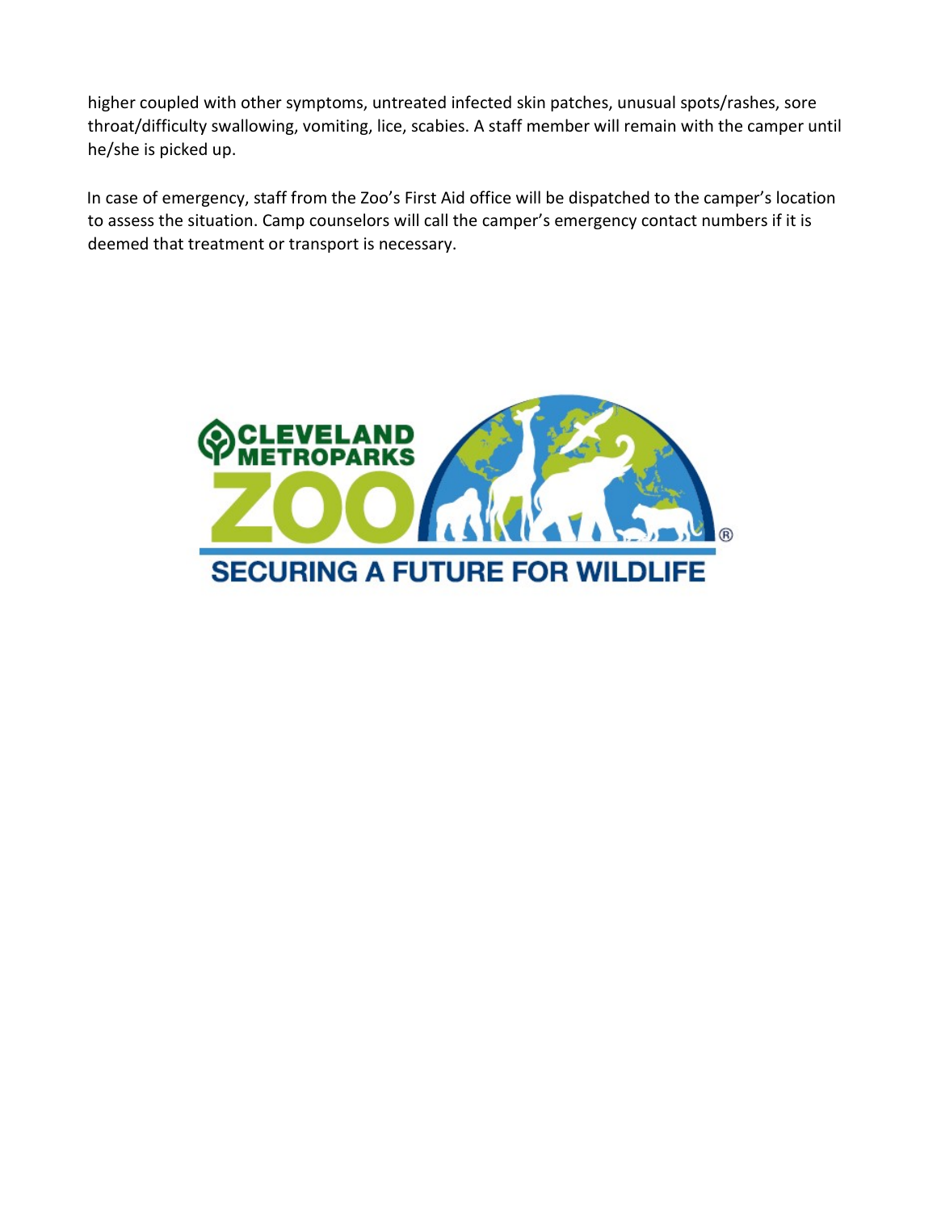higher coupled with other symptoms, untreated infected skin patches, unusual spots/rashes, sore throat/difficulty swallowing, vomiting, lice, scabies. A staff member will remain with the camper until he/she is picked up.

In case of emergency, staff from the Zoo's First Aid office will be dispatched to the camper's location to assess the situation. Camp counselors will call the camper's emergency contact numbers if it is deemed that treatment or transport is necessary.

CLEVELAND METROPARKS ZOO®

SECURING A FUTURE FOR WILDLIFE